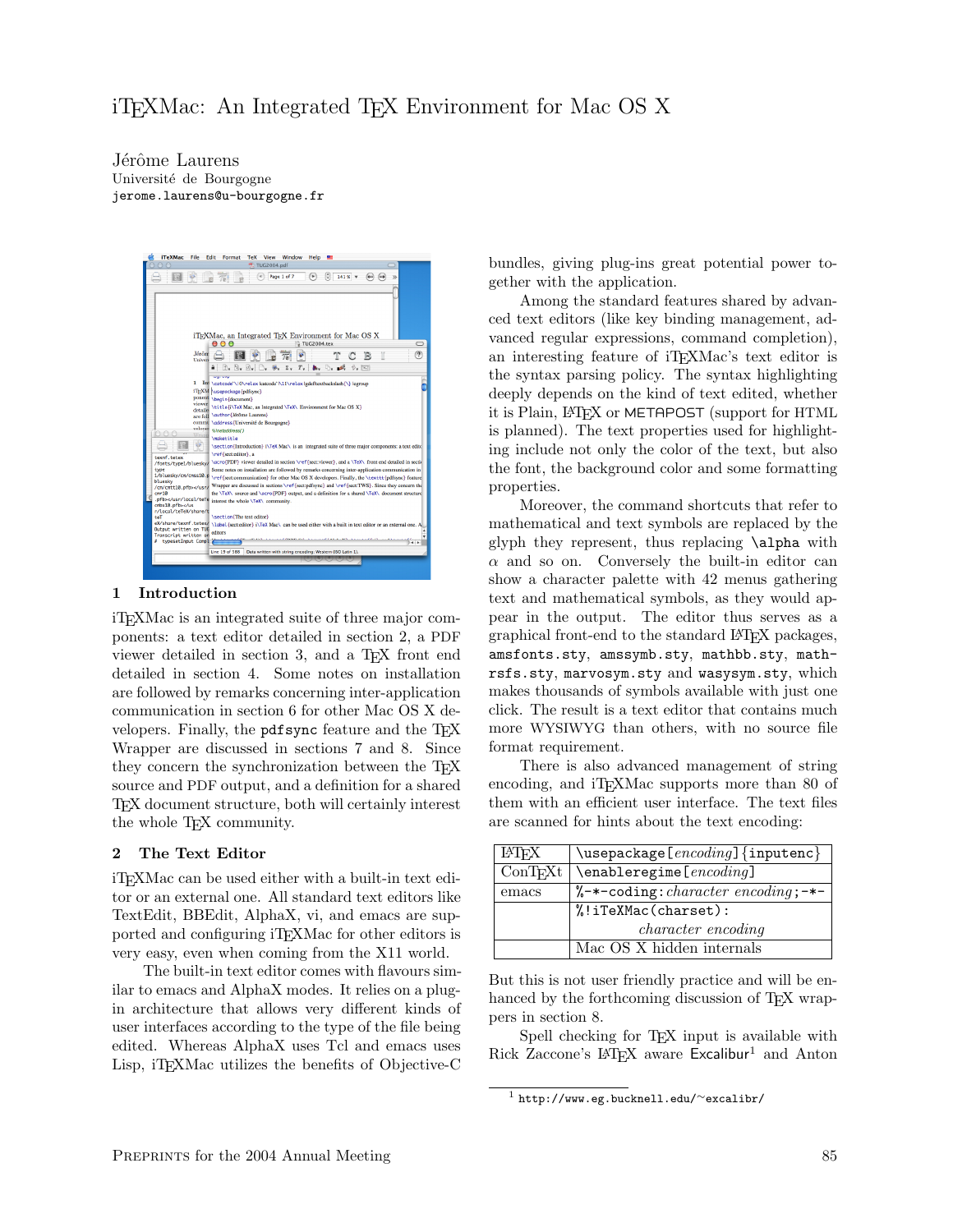# iTEXMac: An Integrated TEX Environment for Mac OS X

Jérôme Laurens
Université de Bourgogne
jerome.laurens@u-bourgogne.fr

## 1 Introduction

iTEXMac is an integrated suite of three major components: a text editor detailed in section 2, a PDF viewer detailed in section 3, and a TEX front end detailed in section 4. Some notes on installation are followed by remarks concerning inter-application communication in section 6 for other Mac OS X developers. Finally, the `pdfsync` feature and the TEX Wrapper are discussed in sections 7 and 8. Since they concern the synchronization between the TEX source and PDF output, and a definition for a shared TEX document structure, both will certainly interest the whole TEX community.

## 2 The Text Editor

iTEXMac can be used either with a built-in text editor or an external one. All standard text editors like TextEdit, BBEdit, AlphaX, vi, and emacs are supported and configuring iTEXMac for other editors is very easy, even when coming from the X11 world.

The built-in text editor comes with flavours similar to emacs and AlphaX modes. It relies on a plug-in architecture that allows very different kinds of user interfaces according to the type of the file being edited. Whereas AlphaX uses Tcl and emacs uses Lisp, iTEXMac utilizes the benefits of Objective-C bundles, giving plug-ins great potential power together with the application.

Among the standard features shared by advanced text editors (like key binding management, advanced regular expressions, command completion), an interesting feature of iTEXMac's text editor is the syntax parsing policy. The syntax highlighting deeply depends on the kind of text edited, whether it is Plain, LATEX or METAPOST (support for HTML is planned). The text properties used for highlighting include not only the color of the text, but also the font, the background color and some formatting properties.

Moreover, the command shortcuts that refer to mathematical and text symbols are replaced by the glyph they represent, thus replacing `\alpha` with $\alpha$ and so on. Conversely the built-in editor can show a character palette with 42 menus gathering text and mathematical symbols, as they would appear in the output. The editor thus serves as a graphical front-end to the standard LATEX packages, `amsfonts.sty`, `amssymb.sty`, `mathbb.sty`, `mathrsfs.sty`, `marvosym.sty` and `wasysym.sty`, which makes thousands of symbols available with just one click. The result is a text editor that contains much more WYSIWYG than others, with no source file format requirement.

There is also advanced management of string encoding, and iTEXMac supports more than 80 of them with an efficient user interface. The text files are scanned for hints about the text encoding:

| | |
|---|---|
| LATEX | `\usepackage[`*encoding*`]{inputenc}` |
| ConTEXt | `\enableregime[`*encoding*`]` |
| emacs | `%-*-coding:`*character encoding*`;-*-` |
| | `%!iTeXMac(charset):` *character encoding* |
| | Mac OS X hidden internals |

But this is not user friendly practice and will be enhanced by the forthcoming discussion of TEX wrappers in section 8.

Spell checking for TEX input is available with Rick Zaccone's LATEX aware Excalibur[1] and Anton

[1] http://www.eg.bucknell.edu/~excalibr/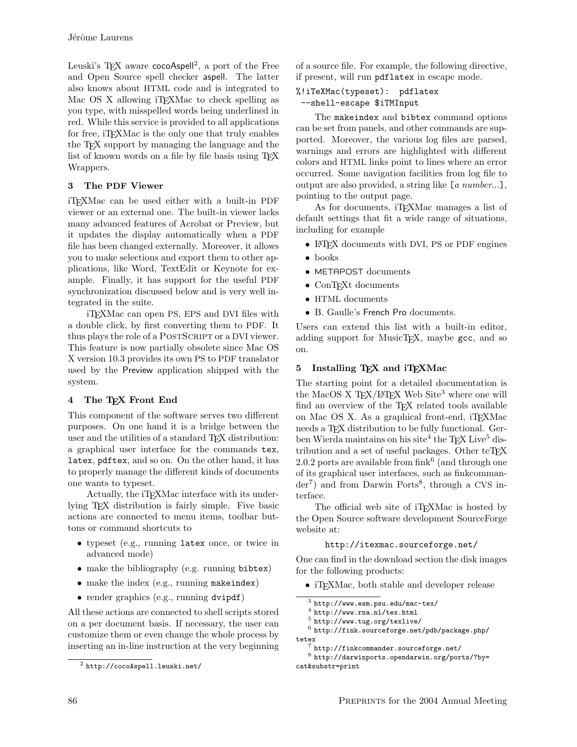Leuski's TEX aware cocoAspell[2], a port of the Free and Open Source spell checker aspell. The latter also knows about HTML code and is integrated to Mac OS X allowing iTEXMac to check spelling as you type, with misspelled words being underlined in red. While this service is provided to all applications for free, iTEXMac is the only one that truly enables the TEX support by managing the language and the list of known words on a file by file basis using TEX Wrappers.

## 3 The PDF Viewer

iTEXMac can be used either with a built-in PDF viewer or an external one. The built-in viewer lacks many advanced features of Acrobat or Preview, but it updates the display automatically when a PDF file has been changed externally. Moreover, it allows you to make selections and export them to other applications, like Word, TextEdit or Keynote for example. Finally, it has support for the useful PDF synchronization discussed below and is very well integrated in the suite.

iTEXMac can open PS, EPS and DVI files with a double click, by first converting them to PDF. It thus plays the role of a PostScript or a DVI viewer. This feature is now partially obsolete since Mac OS X version 10.3 provides its own PS to PDF translator used by the Preview application shipped with the system.

## 4 The TEX Front End

This component of the software serves two different purposes. On one hand it is a bridge between the user and the utilities of a standard TEX distribution: a graphical user interface for the commands `tex`, `latex`, `pdftex`, and so on. On the other hand, it has to properly manage the different kinds of documents one wants to typeset.

Actually, the iTEXMac interface with its underlying TEX distribution is fairly simple. Five basic actions are connected to menu items, toolbar buttons or command shortcuts to

- typeset (e.g., running `latex` once, or twice in advanced mode)
- make the bibliography (e.g. running `bibtex`)
- make the index (e.g., running `makeindex`)
- render graphics (e.g., running `dvipdf`)

All these actions are connected to shell scripts stored on a per document basis. If necessary, the user can customize them or even change the whole process by inserting an in-line instruction at the very beginning of a source file. For example, the following directive, if present, will run `pdflatex` in escape mode.

```
%!iTeXMac(typeset): pdflatex
 --shell-escape $iTMInput
```

The `makeindex` and `bibtex` command options can be set from panels, and other commands are supported. Moreover, the various log files are parsed, warnings and errors are highlighted with different colors and HTML links point to lines where an error occurred. Some navigation facilities from log file to output are also provided, a string like [*a number*...], pointing to the output page.

As for documents, iTEXMac manages a list of default settings that fit a wide range of situations, including for example

- LATEX documents with DVI, PS or PDF engines
- books
- METAPOST documents
- ConTEXt documents
- HTML documents
- B. Gaulle's French Pro documents.

Users can extend this list with a built-in editor, adding support for MusicTEX, maybe `gcc`, and so on.

## 5 Installing TEX and iTEXMac

The starting point for a detailed documentation is the MacOS X TEX/LATEX Web Site[3] where one will find an overview of the TEX related tools available on Mac OS X. As a graphical front-end, iTEXMac needs a TEX distribution to be fully functional. Gerben Wierda maintains on his site[4] the TEX Live[5] distribution and a set of useful packages. Other teTEX 2.0.2 ports are available from fink[6] (and through one of its graphical user interfaces, such as finkcommander[7]) and from Darwin Ports[8], through a CVS interface.

The official web site of iTEXMac is hosted by the Open Source software development SourceForge website at:

`http://itexmac.sourceforge.net/`

One can find in the download section the disk images for the following products:

- iTEXMac, both stable and developer release

[2] `http://cocoAspell.leuski.net/`

[3] `http://www.esm.psu.edu/mac-tex/`

[4] `http://www.rna.nl/tex.html`

[5] `http://www.tug.org/texlive/`

[6] `http://fink.sourceforge.net/pdb/package.php/tetex`

[7] `http://finkcommander.sourceforge.net/`

[8] `http://darwinports.opendarwin.org/ports/?by=cat&substr=print`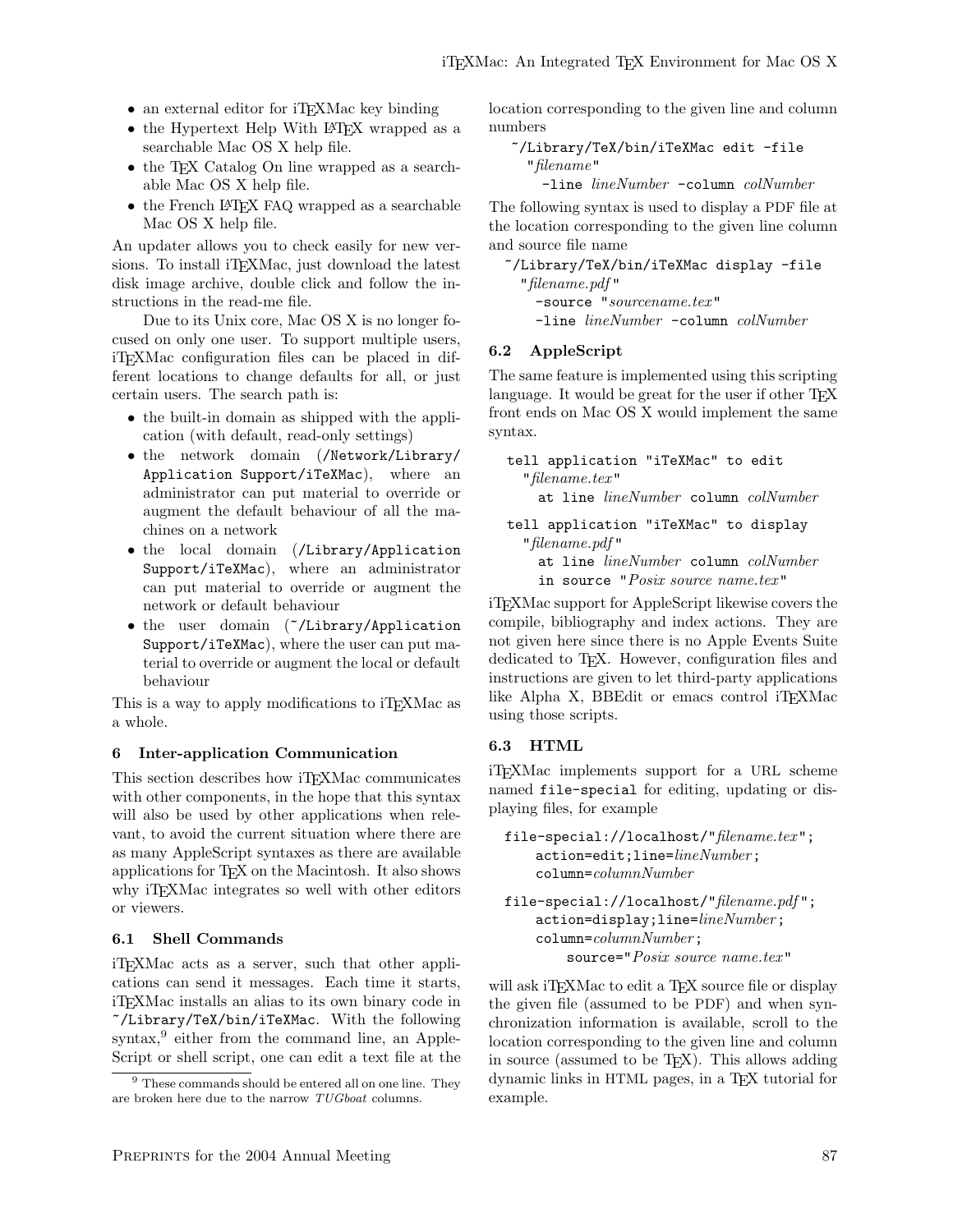- an external editor for iTeXMac key binding
- the Hypertext Help With LaTeX wrapped as a searchable Mac OS X help file.
- the TeX Catalog On line wrapped as a searchable Mac OS X help file.
- the French LaTeX FAQ wrapped as a searchable Mac OS X help file.

An updater allows you to check easily for new versions. To install iTeXMac, just download the latest disk image archive, double click and follow the instructions in the read-me file.

Due to its Unix core, Mac OS X is no longer focused on only one user. To support multiple users, iTeXMac configuration files can be placed in different locations to change defaults for all, or just certain users. The search path is:

- the built-in domain as shipped with the application (with default, read-only settings)
- the network domain (`/Network/Library/Application Support/iTeXMac`), where an administrator can put material to override or augment the default behaviour of all the machines on a network
- the local domain (`/Library/Application Support/iTeXMac`), where an administrator can put material to override or augment the network or default behaviour
- the user domain (`~/Library/Application Support/iTeXMac`), where the user can put material to override or augment the local or default behaviour

This is a way to apply modifications to iTeXMac as a whole.

### 6 Inter-application Communication

This section describes how iTeXMac communicates with other components, in the hope that this syntax will also be used by other applications when relevant, to avoid the current situation where there are as many AppleScript syntaxes as there are available applications for TeX on the Macintosh. It also shows why iTeXMac integrates so well with other editors or viewers.

#### 6.1 Shell Commands

iTeXMac acts as a server, such that other applications can send it messages. Each time it starts, iTeXMac installs an alias to its own binary code in `~/Library/TeX/bin/iTeXMac`. With the following syntax,[9] either from the command line, an AppleScript or shell script, one can edit a text file at the location corresponding to the given line and column numbers

```
~/Library/TeX/bin/iTeXMac edit -file
  "filename"
    -line lineNumber -column colNumber
```

The following syntax is used to display a PDF file at the location corresponding to the given line column and source file name

```
~/Library/TeX/bin/iTeXMac display -file
  "filename.pdf"
    -source "sourcename.tex"
    -line lineNumber -column colNumber
```

#### 6.2 AppleScript

The same feature is implemented using this scripting language. It would be great for the user if other TeX front ends on Mac OS X would implement the same syntax.

```
tell application "iTeXMac" to edit
  "filename.tex"
    at line lineNumber column colNumber
```

```
tell application "iTeXMac" to display
  "filename.pdf"
    at line lineNumber column colNumber
    in source "Posix source name.tex"
```

iTeXMac support for AppleScript likewise covers the compile, bibliography and index actions. They are not given here since there is no Apple Events Suite dedicated to TeX. However, configuration files and instructions are given to let third-party applications like Alpha X, BBEdit or emacs control iTeXMac using those scripts.

#### 6.3 HTML

iTeXMac implements support for a URL scheme named `file-special` for editing, updating or displaying files, for example

```
file-special://localhost/"filename.tex";
    action=edit;line=lineNumber;
    column=columnNumber
```

```
file-special://localhost/"filename.pdf";
    action=display;line=lineNumber;
    column=columnNumber;
        source="Posix source name.tex"
```

will ask iTeXMac to edit a TeX source file or display the given file (assumed to be PDF) and when synchronization information is available, scroll to the location corresponding to the given line and column in source (assumed to be TeX). This allows adding dynamic links in HTML pages, in a TeX tutorial for example.

[9] These commands should be entered all on one line. They are broken here due to the narrow *TUGboat* columns.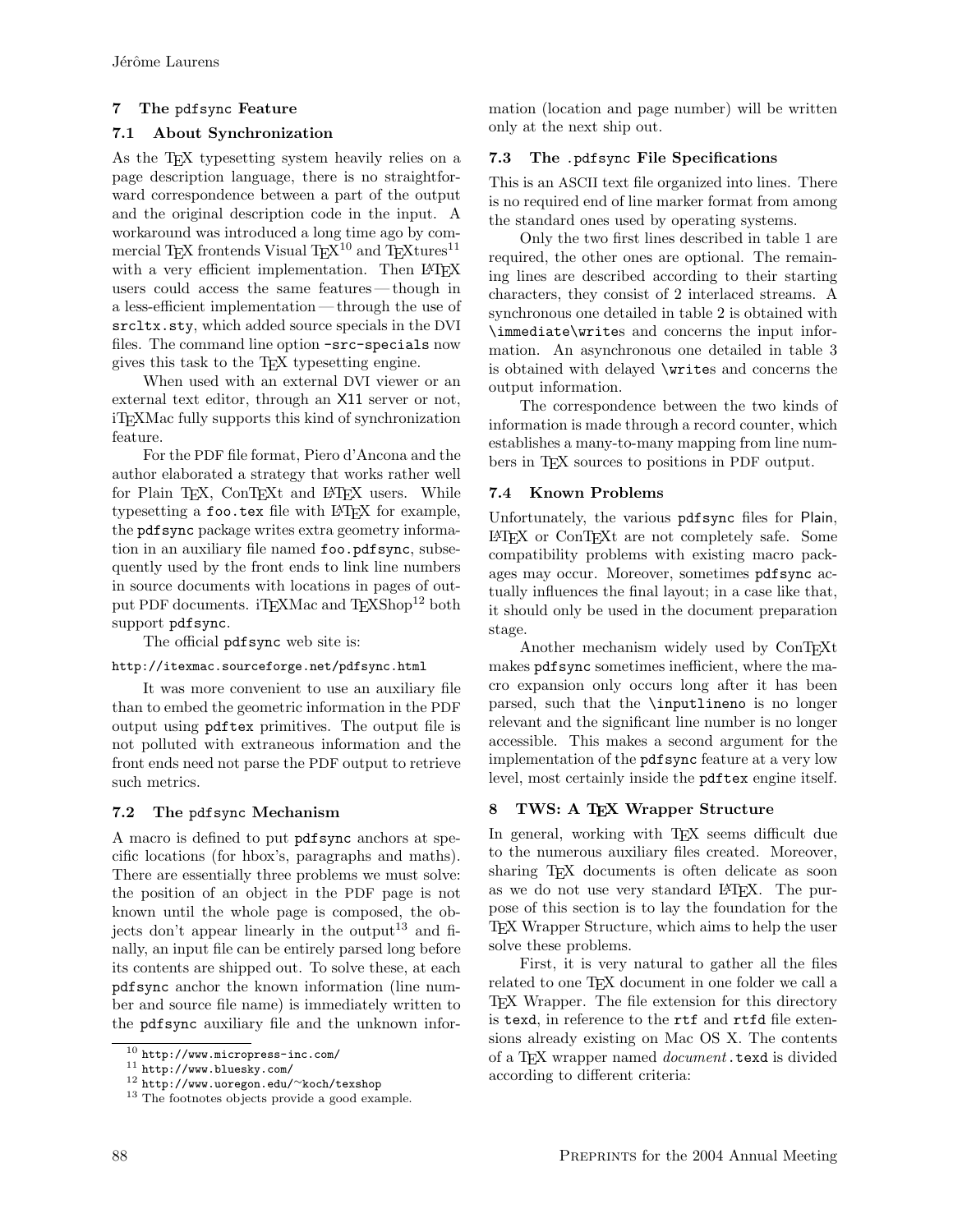## 7 The pdfsync Feature

### 7.1 About Synchronization

As the TEX typesetting system heavily relies on a page description language, there is no straightforward correspondence between a part of the output and the original description code in the input. A workaround was introduced a long time ago by commercial TEX frontends Visual TEX[10] and TEXtures[11] with a very efficient implementation. Then LATEX users could access the same features — though in a less-efficient implementation — through the use of `srcltx.sty`, which added source specials in the DVI files. The command line option `-src-specials` now gives this task to the TEX typesetting engine.

When used with an external DVI viewer or an external text editor, through an X11 server or not, iTEXMac fully supports this kind of synchronization feature.

For the PDF file format, Piero d'Ancona and the author elaborated a strategy that works rather well for Plain TEX, ConTEXt and LATEX users. While typesetting a `foo.tex` file with LATEX for example, the `pdfsync` package writes extra geometry information in an auxiliary file named `foo.pdfsync`, subsequently used by the front ends to link line numbers in source documents with locations in pages of output PDF documents. iTEXMac and TEXShop[12] both support `pdfsync`.

The official `pdfsync` web site is:

`http://itexmac.sourceforge.net/pdfsync.html`

It was more convenient to use an auxiliary file than to embed the geometric information in the PDF output using `pdftex` primitives. The output file is not polluted with extraneous information and the front ends need not parse the PDF output to retrieve such metrics.

### 7.2 The pdfsync Mechanism

A macro is defined to put `pdfsync` anchors at specific locations (for hbox's, paragraphs and maths). There are essentially three problems we must solve: the position of an object in the PDF page is not known until the whole page is composed, the objects don't appear linearly in the output[13] and finally, an input file can be entirely parsed long before its contents are shipped out. To solve these, at each `pdfsync` anchor the known information (line number and source file name) is immediately written to the `pdfsync` auxiliary file and the unknown information (location and page number) will be written only at the next ship out.

### 7.3 The .pdfsync File Specifications

This is an ASCII text file organized into lines. There is no required end of line marker format from among the standard ones used by operating systems.

Only the two first lines described in table 1 are required, the other ones are optional. The remaining lines are described according to their starting characters, they consist of 2 interlaced streams. A synchronous one detailed in table 2 is obtained with `\immediate\write`s and concerns the input information. An asynchronous one detailed in table 3 is obtained with delayed `\write`s and concerns the output information.

The correspondence between the two kinds of information is made through a record counter, which establishes a many-to-many mapping from line numbers in TEX sources to positions in PDF output.

### 7.4 Known Problems

Unfortunately, the various `pdfsync` files for Plain, LATEX or ConTEXt are not completely safe. Some compatibility problems with existing macro packages may occur. Moreover, sometimes `pdfsync` actually influences the final layout; in a case like that, it should only be used in the document preparation stage.

Another mechanism widely used by ConTEXt makes `pdfsync` sometimes inefficient, where the macro expansion only occurs long after it has been parsed, such that the `\inputlineno` is no longer relevant and the significant line number is no longer accessible. This makes a second argument for the implementation of the `pdfsync` feature at a very low level, most certainly inside the `pdftex` engine itself.

## 8 TWS: A TEX Wrapper Structure

In general, working with TEX seems difficult due to the numerous auxiliary files created. Moreover, sharing TEX documents is often delicate as soon as we do not use very standard LATEX. The purpose of this section is to lay the foundation for the TEX Wrapper Structure, which aims to help the user solve these problems.

First, it is very natural to gather all the files related to one TEX document in one folder we call a TEX Wrapper. The file extension for this directory is `texd`, in reference to the `rtf` and `rtfd` file extensions already existing on Mac OS X. The contents of a TEX wrapper named *document*`.texd` is divided according to different criteria:

---

[10] `http://www.micropress-inc.com/`

[11] `http://www.bluesky.com/`

[12] `http://www.uoregon.edu/~koch/texshop`

[13] The footnotes objects provide a good example.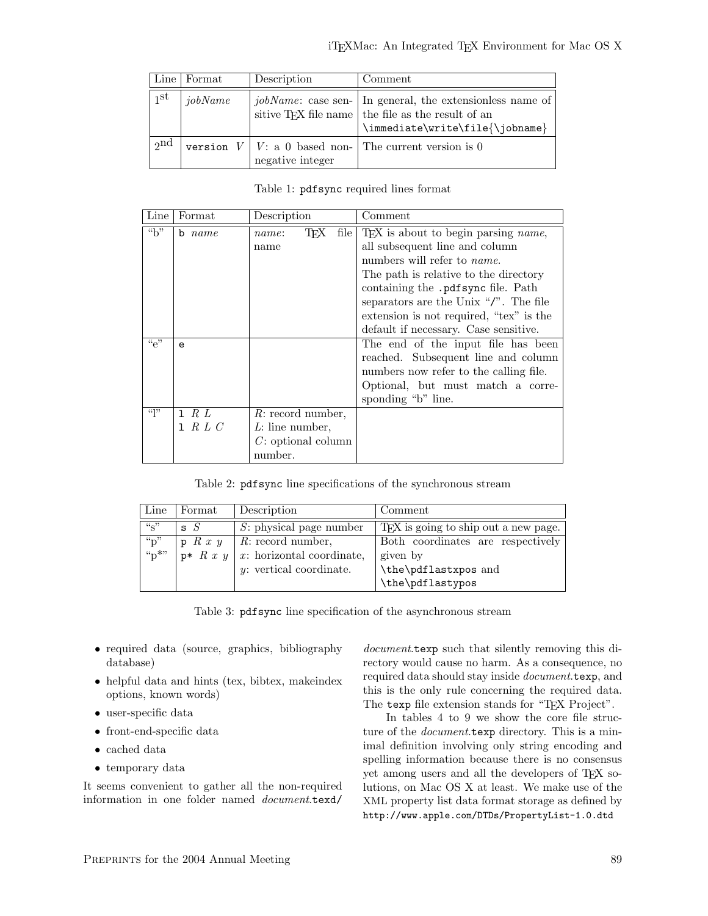| Line | Format | Description | Comment |
|---|---|---|---|
| 1st | *jobName* | *jobName*: case sensitive TEX file name | In general, the extensionless name of the file as the result of an `\immediate\write\file{\jobname}` |
| 2nd | `version` *V* | *V*: a 0 based non-negative integer | The current version is 0 |

Table 1: `pdfsync` required lines format

| Line | Format | Description | Comment |
|---|---|---|---|
| "b" | `b` *name* | *name*: TEX file name | TEX is about to begin parsing *name*, all subsequent line and column numbers will refer to *name*. The path is relative to the directory containing the `.pdfsync` file. Path separators are the Unix "`/`". The file extension is not required, "tex" is the default if necessary. Case sensitive. |
| "e" | `e` | | The end of the input file has been reached. Subsequent line and column numbers now refer to the calling file. Optional, but must match a corresponding "b" line. |
| "l" | `l` *R L*<br>`l` *R L C* | *R*: record number,<br>*L*: line number,<br>*C*: optional column number. | |

Table 2: `pdfsync` line specifications of the synchronous stream

| Line | Format | Description | Comment |
|---|---|---|---|
| "s" | `s` *S* | *S*: physical page number | TEX is going to ship out a new page. |
| "p"<br>"p*" | `p` *R x y*<br>`p*` *R x y* | *R*: record number,<br>*x*: horizontal coordinate,<br>*y*: vertical coordinate. | Both coordinates are respectively given by `\the\pdflastxpos` and `\the\pdflastypos` |

Table 3: `pdfsync` line specification of the asynchronous stream

- required data (source, graphics, bibliography database)
- helpful data and hints (tex, bibtex, makeindex options, known words)
- user-specific data
- front-end-specific data
- cached data
- temporary data

It seems convenient to gather all the non-required information in one folder named *document*`.texd/` *document*`.texp` such that silently removing this directory would cause no harm. As a consequence, no required data should stay inside *document*`.texp`, and this is the only rule concerning the required data. The `texp` file extension stands for "TEX Project".

In tables 4 to 9 we show the core file structure of the *document*`.texp` directory. This is a minimal definition involving only string encoding and spelling information because there is no consensus yet among users and all the developers of TEX solutions, on Mac OS X at least. We make use of the XML property list data format storage as defined by `http://www.apple.com/DTDs/PropertyList-1.0.dtd`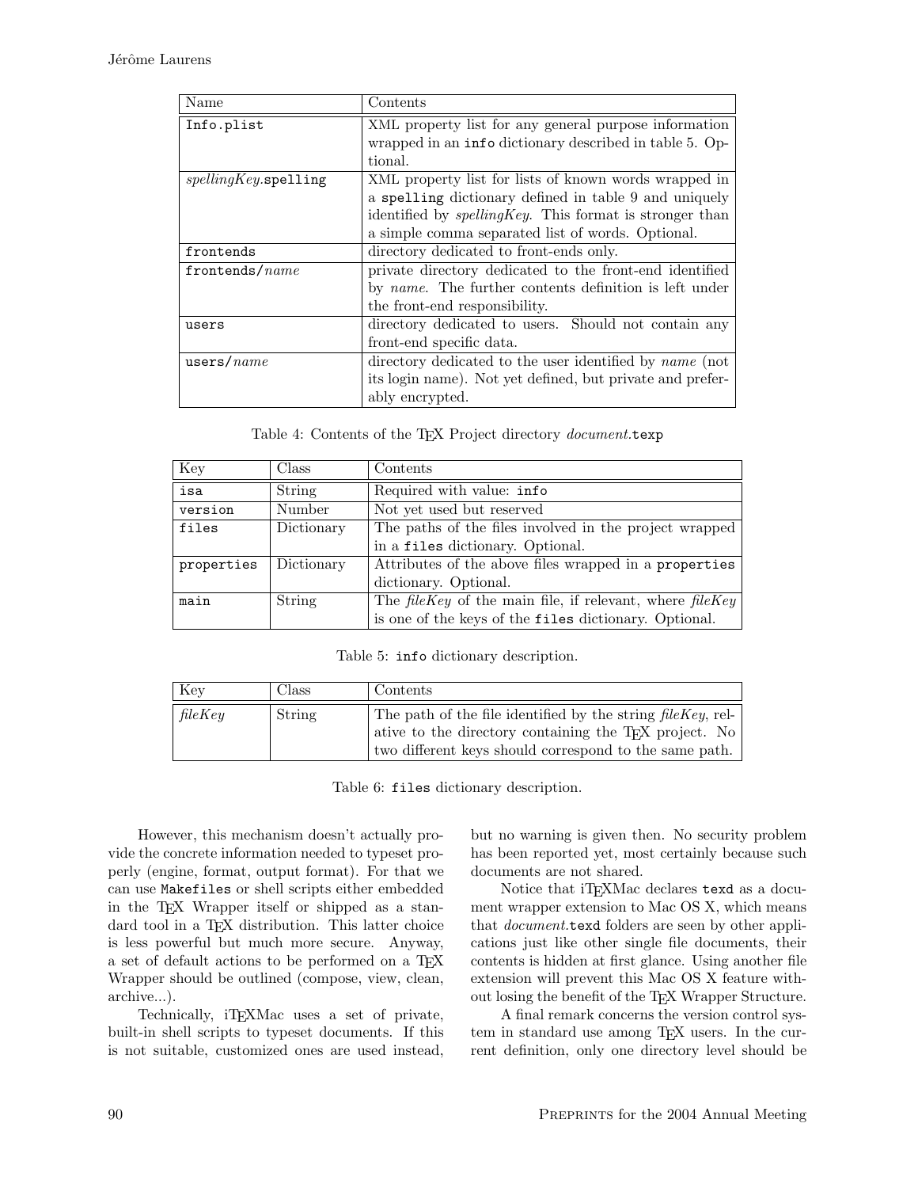| Name | Contents |
| --- | --- |
| `Info.plist` | XML property list for any general purpose information wrapped in an `info` dictionary described in table 5. Optional. |
| *spellingKey*.`spelling` | XML property list for lists of known words wrapped in a `spelling` dictionary defined in table 9 and uniquely identified by *spellingKey*. This format is stronger than a simple comma separated list of words. Optional. |
| `frontends` | directory dedicated to front-ends only. |
| `frontends/`*name* | private directory dedicated to the front-end identified by *name*. The further contents definition is left under the front-end responsibility. |
| `users` | directory dedicated to users. Should not contain any front-end specific data. |
| `users/`*name* | directory dedicated to the user identified by *name* (not its login name). Not yet defined, but private and preferably encrypted. |

Table 4: Contents of the TEX Project directory *document*.`texp`

| Key | Class | Contents |
| --- | --- | --- |
| `isa` | String | Required with value: `info` |
| `version` | Number | Not yet used but reserved |
| `files` | Dictionary | The paths of the files involved in the project wrapped in a `files` dictionary. Optional. |
| `properties` | Dictionary | Attributes of the above files wrapped in a `properties` dictionary. Optional. |
| `main` | String | The *fileKey* of the main file, if relevant, where *fileKey* is one of the keys of the `files` dictionary. Optional. |

Table 5: `info` dictionary description.

| Key | Class | Contents |
| --- | --- | --- |
| *fileKey* | String | The path of the file identified by the string *fileKey*, relative to the directory containing the TEX project. No two different keys should correspond to the same path. |

Table 6: `files` dictionary description.

However, this mechanism doesn't actually provide the concrete information needed to typeset properly (engine, format, output format). For that we can use `Makefiles` or shell scripts either embedded in the TEX Wrapper itself or shipped as a standard tool in a TEX distribution. This latter choice is less powerful but much more secure. Anyway, a set of default actions to be performed on a TEX Wrapper should be outlined (compose, view, clean, archive...).

Technically, iTEXMac uses a set of private, built-in shell scripts to typeset documents. If this is not suitable, customized ones are used instead, but no warning is given then. No security problem has been reported yet, most certainly because such documents are not shared.

Notice that iTEXMac declares `texd` as a document wrapper extension to Mac OS X, which means that *document*.`texd` folders are seen by other applications just like other single file documents, their contents is hidden at first glance. Using another file extension will prevent this Mac OS X feature without losing the benefit of the TEX Wrapper Structure.

A final remark concerns the version control system in standard use among TEX users. In the current definition, only one directory level should be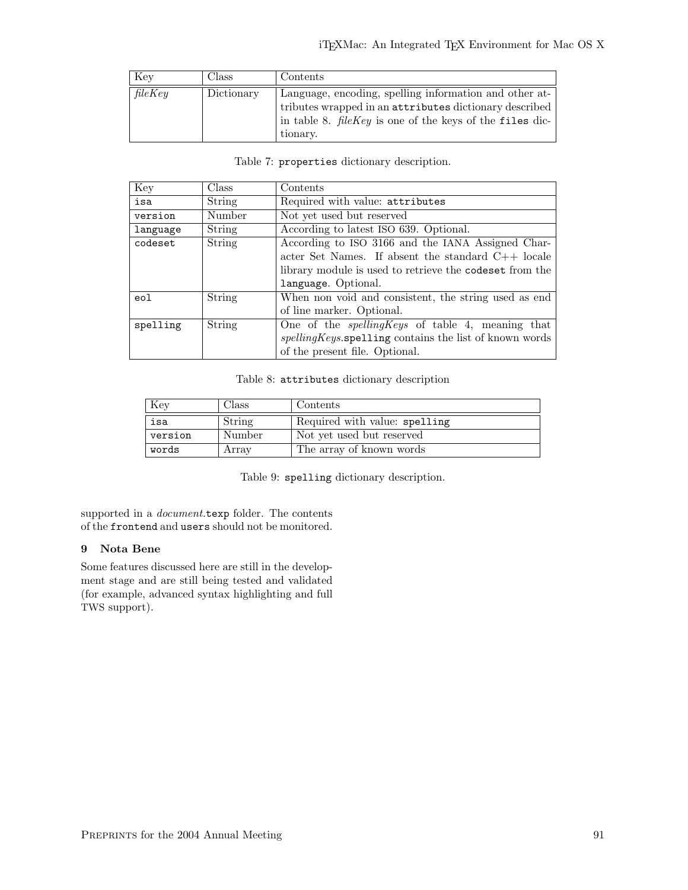| Key | Class | Contents |
|---|---|---|
| *fileKey* | Dictionary | Language, encoding, spelling information and other attributes wrapped in an `attributes` dictionary described in table 8. *fileKey* is one of the keys of the `files` dictionary. |

Table 7: `properties` dictionary description.

| Key | Class | Contents |
|---|---|---|
| `isa` | String | Required with value: `attributes` |
| `version` | Number | Not yet used but reserved |
| `language` | String | According to latest ISO 639. Optional. |
| `codeset` | String | According to ISO 3166 and the IANA Assigned Character Set Names. If absent the standard C++ locale library module is used to retrieve the `codeset` from the `language`. Optional. |
| `eol` | String | When non void and consistent, the string used as end of line marker. Optional. |
| `spelling` | String | One of the *spellingKeys* of table 4, meaning that *spellingKeys*.`spelling` contains the list of known words of the present file. Optional. |

Table 8: `attributes` dictionary description

| Key | Class | Contents |
|---|---|---|
| `isa` | String | Required with value: `spelling` |
| `version` | Number | Not yet used but reserved |
| `words` | Array | The array of known words |

Table 9: `spelling` dictionary description.

supported in a *document*.`texp` folder. The contents of the `frontend` and `users` should not be monitored.

## 9 Nota Bene

Some features discussed here are still in the development stage and are still being tested and validated (for example, advanced syntax highlighting and full TWS support).